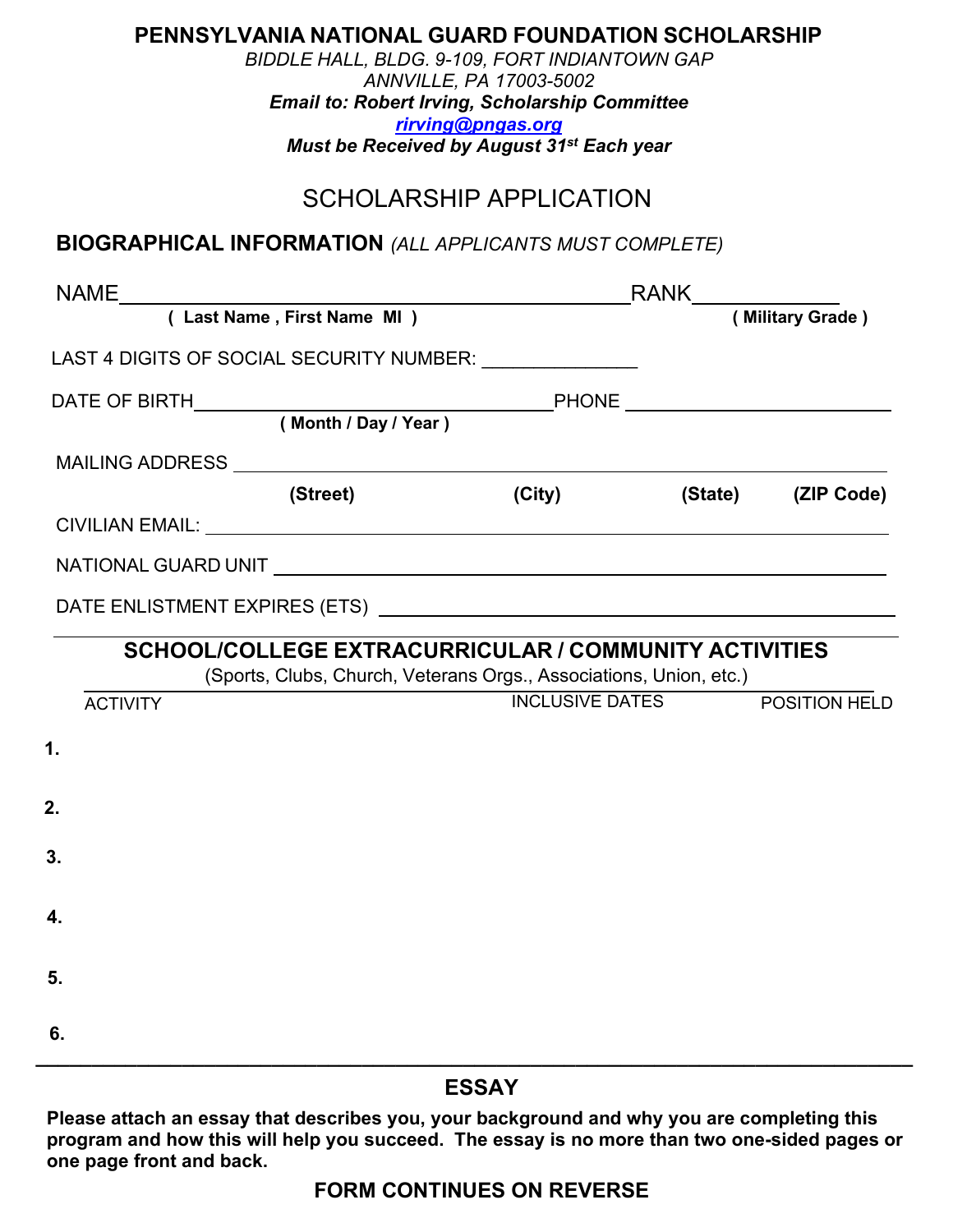# PENNSYLVANIA NATIONAL GUARD FOUNDATION SCHOLARSHIP

*BIDDLE HALL, BLDG. 9-109, FORT INDIANTOWN GAP*
*ANNVILLE, PA 17003-5002*
***Email to: Robert Irving, Scholarship Committee***
***rirving@pngas.org***
***Must be Received by August 31st Each year***

## SCHOLARSHIP APPLICATION

### BIOGRAPHICAL INFORMATION *(ALL APPLICANTS MUST COMPLETE)*

NAME ______________________________ RANK ____________
**( Last Name , First Name MI )** **( Military Grade )**

LAST 4 DIGITS OF SOCIAL SECURITY NUMBER: ______________

DATE OF BIRTH ______________________ PHONE ______________________
**( Month / Day / Year )**

MAILING ADDRESS ____________________________________________
**(Street)** **(City)** **(State)** **(ZIP Code)**

CIVILIAN EMAIL: ____________________________________________

NATIONAL GUARD UNIT ____________________________________________

DATE ENLISTMENT EXPIRES (ETS) ____________________________________________

### SCHOOL/COLLEGE EXTRACURRICULAR / COMMUNITY ACTIVITIES

(Sports, Clubs, Church, Veterans Orgs., Associations, Union, etc.)

| | ACTIVITY | INCLUSIVE DATES | POSITION HELD |
|---|---|---|---|
| 1. | | | |
| 2. | | | |
| 3. | | | |
| 4. | | | |
| 5. | | | |
| 6. | | | |

### ESSAY

**Please attach an essay that describes you, your background and why you are completing this program and how this will help you succeed. The essay is no more than two one-sided pages or one page front and back.**

**FORM CONTINUES ON REVERSE**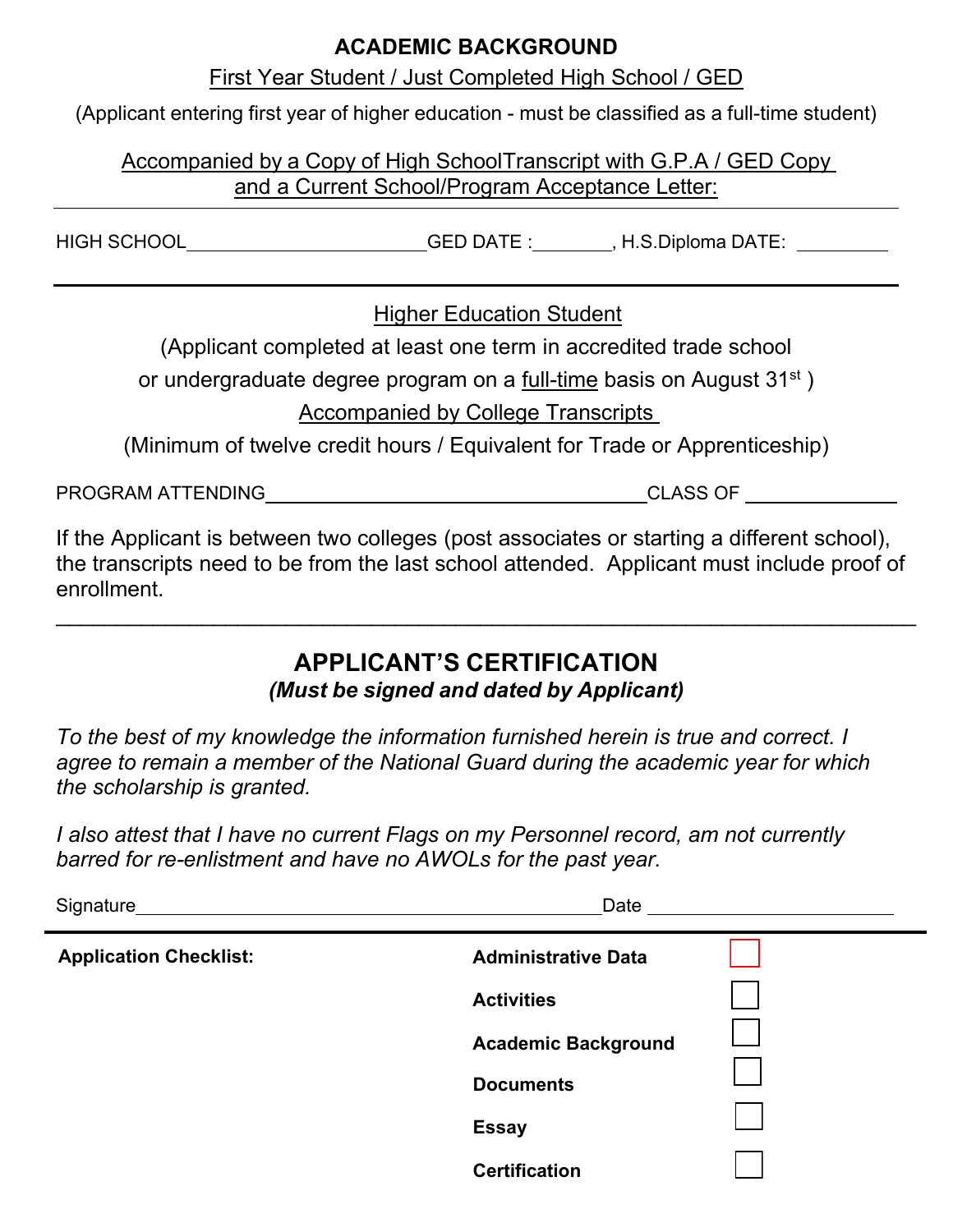## ACADEMIC BACKGROUND

First Year Student / Just Completed High School / GED

(Applicant entering first year of higher education - must be classified as a full-time student)

Accompanied by a Copy of High SchoolTranscript with G.P.A / GED Copy and a Current School/Program Acceptance Letter:

HIGH SCHOOL________________________GED DATE :________, H.S.Diploma DATE: _________

---

Higher Education Student

(Applicant completed at least one term in accredited trade school or undergraduate degree program on a full-time basis on August 31st )

Accompanied by College Transcripts

(Minimum of twelve credit hours / Equivalent for Trade or Apprenticeship)

PROGRAM ATTENDING_____________________________________CLASS OF ______________

If the Applicant is between two colleges (post associates or starting a different school), the transcripts need to be from the last school attended. Applicant must include proof of enrollment.

---

## APPLICANT'S CERTIFICATION

***(Must be signed and dated by Applicant)***

*To the best of my knowledge the information furnished herein is true and correct. I agree to remain a member of the National Guard during the academic year for which the scholarship is granted.*

*I also attest that I have no current Flags on my Personnel record, am not currently barred for re-enlistment and have no AWOLs for the past year.*

Signature_______________________________________________Date _________________________

---

**Application Checklist:**

- **Administrative Data** ☐
- **Activities** ☐
- **Academic Background** ☐
- **Documents** ☐
- **Essay** ☐
- **Certification** ☐